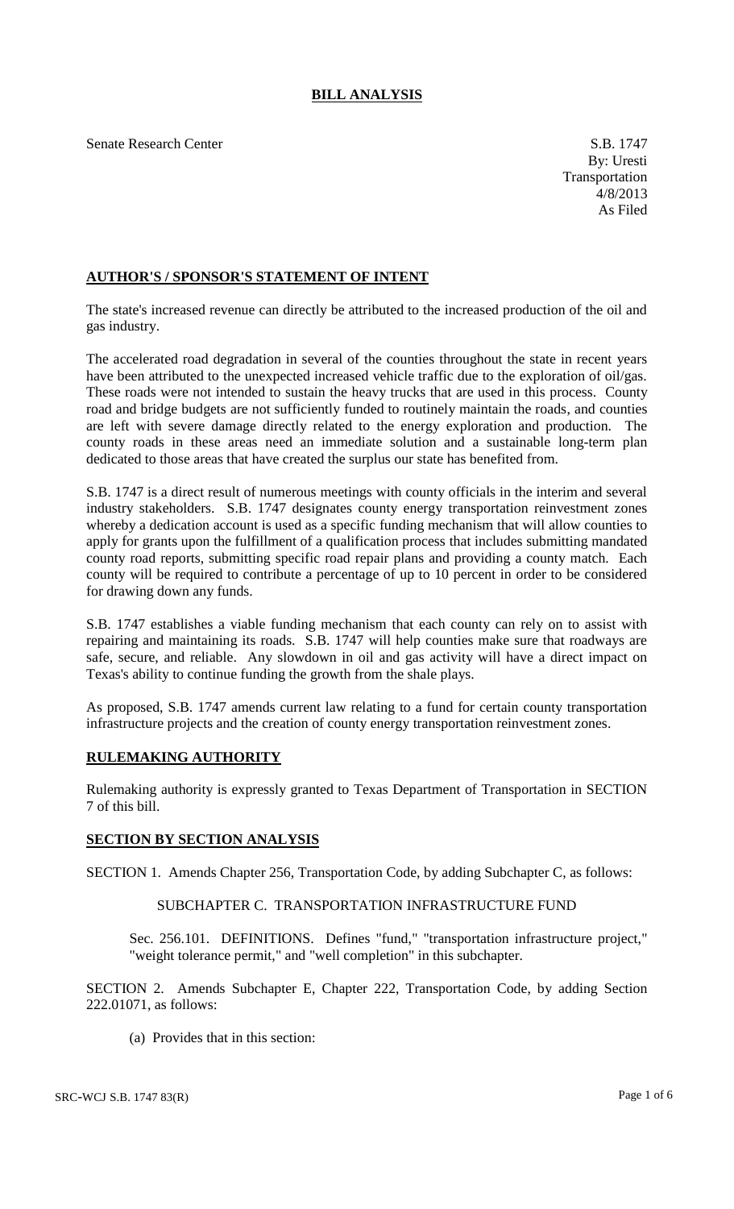# BILL ANALYSIS

Senate Research Center

S.B. 1747
By: Uresti
Transportation
4/8/2013
As Filed

## AUTHOR'S / SPONSOR'S STATEMENT OF INTENT

The state's increased revenue can directly be attributed to the increased production of the oil and gas industry.

The accelerated road degradation in several of the counties throughout the state in recent years have been attributed to the unexpected increased vehicle traffic due to the exploration of oil/gas. These roads were not intended to sustain the heavy trucks that are used in this process. County road and bridge budgets are not sufficiently funded to routinely maintain the roads, and counties are left with severe damage directly related to the energy exploration and production. The county roads in these areas need an immediate solution and a sustainable long-term plan dedicated to those areas that have created the surplus our state has benefited from.

S.B. 1747 is a direct result of numerous meetings with county officials in the interim and several industry stakeholders. S.B. 1747 designates county energy transportation reinvestment zones whereby a dedication account is used as a specific funding mechanism that will allow counties to apply for grants upon the fulfillment of a qualification process that includes submitting mandated county road reports, submitting specific road repair plans and providing a county match. Each county will be required to contribute a percentage of up to 10 percent in order to be considered for drawing down any funds.

S.B. 1747 establishes a viable funding mechanism that each county can rely on to assist with repairing and maintaining its roads. S.B. 1747 will help counties make sure that roadways are safe, secure, and reliable. Any slowdown in oil and gas activity will have a direct impact on Texas's ability to continue funding the growth from the shale plays.

As proposed, S.B. 1747 amends current law relating to a fund for certain county transportation infrastructure projects and the creation of county energy transportation reinvestment zones.

## RULEMAKING AUTHORITY

Rulemaking authority is expressly granted to Texas Department of Transportation in SECTION 7 of this bill.

## SECTION BY SECTION ANALYSIS

SECTION 1. Amends Chapter 256, Transportation Code, by adding Subchapter C, as follows:

SUBCHAPTER C. TRANSPORTATION INFRASTRUCTURE FUND

Sec. 256.101. DEFINITIONS. Defines "fund," "transportation infrastructure project," "weight tolerance permit," and "well completion" in this subchapter.

SECTION 2. Amends Subchapter E, Chapter 222, Transportation Code, by adding Section 222.01071, as follows:

(a) Provides that in this section: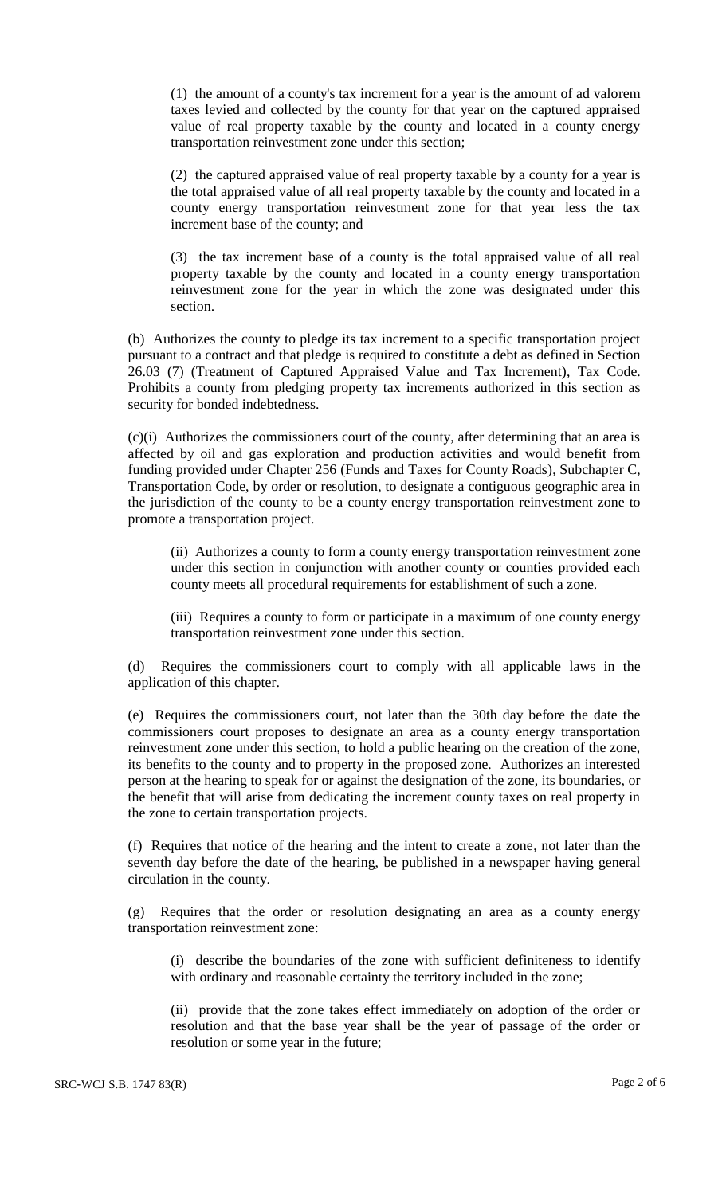(1) the amount of a county's tax increment for a year is the amount of ad valorem taxes levied and collected by the county for that year on the captured appraised value of real property taxable by the county and located in a county energy transportation reinvestment zone under this section;

(2) the captured appraised value of real property taxable by a county for a year is the total appraised value of all real property taxable by the county and located in a county energy transportation reinvestment zone for that year less the tax increment base of the county; and

(3) the tax increment base of a county is the total appraised value of all real property taxable by the county and located in a county energy transportation reinvestment zone for the year in which the zone was designated under this section.

(b) Authorizes the county to pledge its tax increment to a specific transportation project pursuant to a contract and that pledge is required to constitute a debt as defined in Section 26.03 (7) (Treatment of Captured Appraised Value and Tax Increment), Tax Code. Prohibits a county from pledging property tax increments authorized in this section as security for bonded indebtedness.

(c)(i) Authorizes the commissioners court of the county, after determining that an area is affected by oil and gas exploration and production activities and would benefit from funding provided under Chapter 256 (Funds and Taxes for County Roads), Subchapter C, Transportation Code, by order or resolution, to designate a contiguous geographic area in the jurisdiction of the county to be a county energy transportation reinvestment zone to promote a transportation project.

(ii) Authorizes a county to form a county energy transportation reinvestment zone under this section in conjunction with another county or counties provided each county meets all procedural requirements for establishment of such a zone.

(iii) Requires a county to form or participate in a maximum of one county energy transportation reinvestment zone under this section.

(d) Requires the commissioners court to comply with all applicable laws in the application of this chapter.

(e) Requires the commissioners court, not later than the 30th day before the date the commissioners court proposes to designate an area as a county energy transportation reinvestment zone under this section, to hold a public hearing on the creation of the zone, its benefits to the county and to property in the proposed zone. Authorizes an interested person at the hearing to speak for or against the designation of the zone, its boundaries, or the benefit that will arise from dedicating the increment county taxes on real property in the zone to certain transportation projects.

(f) Requires that notice of the hearing and the intent to create a zone, not later than the seventh day before the date of the hearing, be published in a newspaper having general circulation in the county.

(g) Requires that the order or resolution designating an area as a county energy transportation reinvestment zone:

(i) describe the boundaries of the zone with sufficient definiteness to identify with ordinary and reasonable certainty the territory included in the zone;

(ii) provide that the zone takes effect immediately on adoption of the order or resolution and that the base year shall be the year of passage of the order or resolution or some year in the future;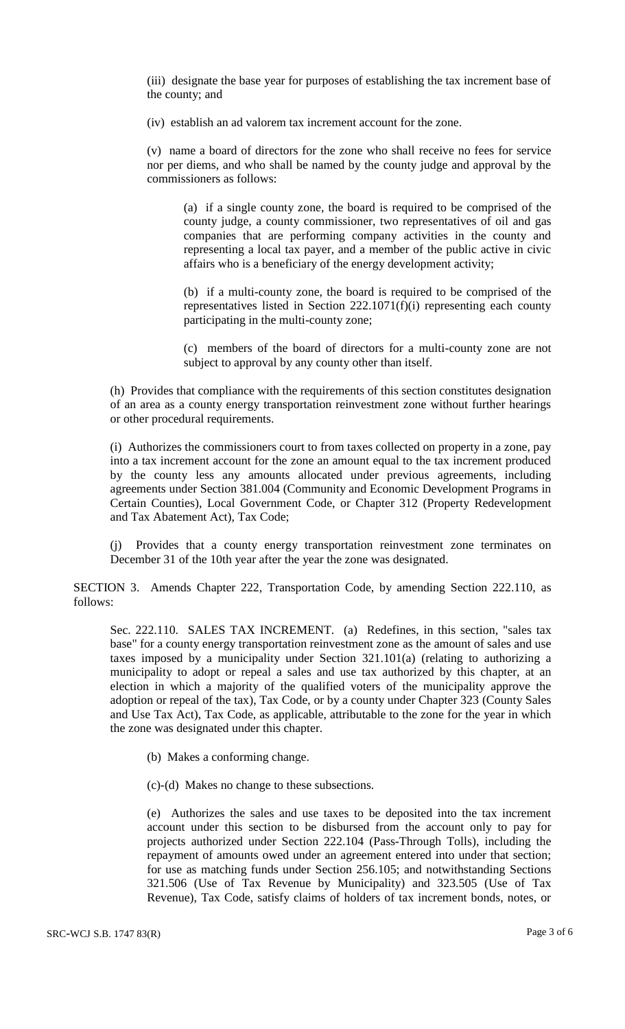(iii) designate the base year for purposes of establishing the tax increment base of the county; and

(iv) establish an ad valorem tax increment account for the zone.

(v) name a board of directors for the zone who shall receive no fees for service nor per diems, and who shall be named by the county judge and approval by the commissioners as follows:

(a) if a single county zone, the board is required to be comprised of the county judge, a county commissioner, two representatives of oil and gas companies that are performing company activities in the county and representing a local tax payer, and a member of the public active in civic affairs who is a beneficiary of the energy development activity;

(b) if a multi-county zone, the board is required to be comprised of the representatives listed in Section 222.1071(f)(i) representing each county participating in the multi-county zone;

(c) members of the board of directors for a multi-county zone are not subject to approval by any county other than itself.

(h) Provides that compliance with the requirements of this section constitutes designation of an area as a county energy transportation reinvestment zone without further hearings or other procedural requirements.

(i) Authorizes the commissioners court to from taxes collected on property in a zone, pay into a tax increment account for the zone an amount equal to the tax increment produced by the county less any amounts allocated under previous agreements, including agreements under Section 381.004 (Community and Economic Development Programs in Certain Counties), Local Government Code, or Chapter 312 (Property Redevelopment and Tax Abatement Act), Tax Code;

(j) Provides that a county energy transportation reinvestment zone terminates on December 31 of the 10th year after the year the zone was designated.

SECTION 3. Amends Chapter 222, Transportation Code, by amending Section 222.110, as follows:

Sec. 222.110. SALES TAX INCREMENT. (a) Redefines, in this section, "sales tax base" for a county energy transportation reinvestment zone as the amount of sales and use taxes imposed by a municipality under Section 321.101(a) (relating to authorizing a municipality to adopt or repeal a sales and use tax authorized by this chapter, at an election in which a majority of the qualified voters of the municipality approve the adoption or repeal of the tax), Tax Code, or by a county under Chapter 323 (County Sales and Use Tax Act), Tax Code, as applicable, attributable to the zone for the year in which the zone was designated under this chapter.

(b) Makes a conforming change.

(c)-(d) Makes no change to these subsections.

(e) Authorizes the sales and use taxes to be deposited into the tax increment account under this section to be disbursed from the account only to pay for projects authorized under Section 222.104 (Pass-Through Tolls), including the repayment of amounts owed under an agreement entered into under that section; for use as matching funds under Section 256.105; and notwithstanding Sections 321.506 (Use of Tax Revenue by Municipality) and 323.505 (Use of Tax Revenue), Tax Code, satisfy claims of holders of tax increment bonds, notes, or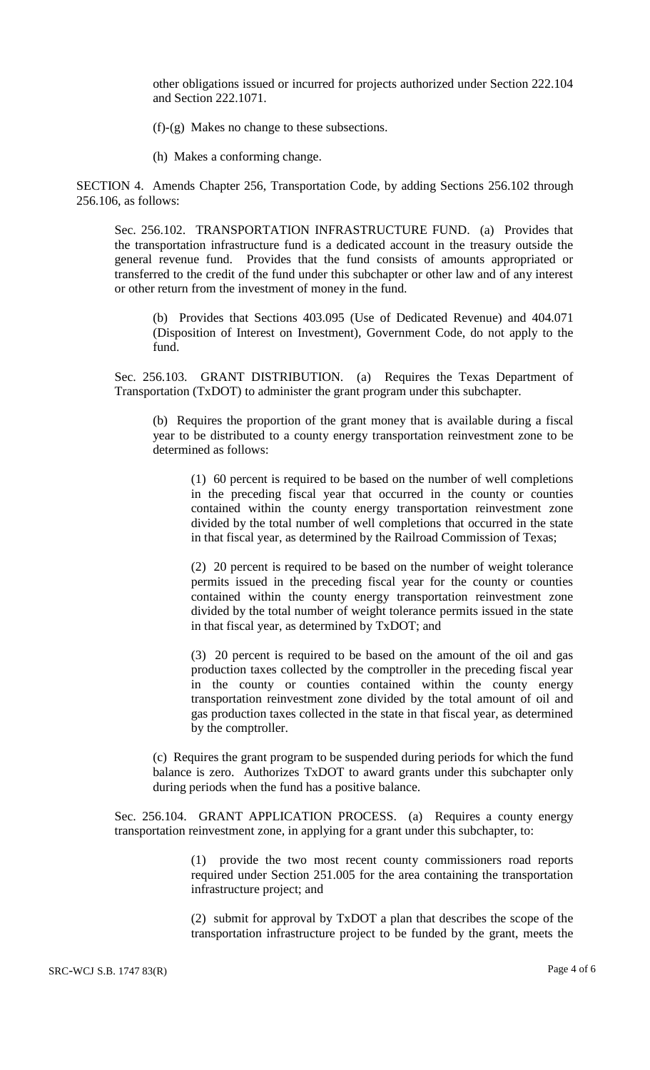other obligations issued or incurred for projects authorized under Section 222.104 and Section 222.1071.

(f)-(g) Makes no change to these subsections.

(h) Makes a conforming change.

SECTION 4. Amends Chapter 256, Transportation Code, by adding Sections 256.102 through 256.106, as follows:

Sec. 256.102. TRANSPORTATION INFRASTRUCTURE FUND. (a) Provides that the transportation infrastructure fund is a dedicated account in the treasury outside the general revenue fund. Provides that the fund consists of amounts appropriated or transferred to the credit of the fund under this subchapter or other law and of any interest or other return from the investment of money in the fund.

(b) Provides that Sections 403.095 (Use of Dedicated Revenue) and 404.071 (Disposition of Interest on Investment), Government Code, do not apply to the fund.

Sec. 256.103. GRANT DISTRIBUTION. (a) Requires the Texas Department of Transportation (TxDOT) to administer the grant program under this subchapter.

(b) Requires the proportion of the grant money that is available during a fiscal year to be distributed to a county energy transportation reinvestment zone to be determined as follows:

(1) 60 percent is required to be based on the number of well completions in the preceding fiscal year that occurred in the county or counties contained within the county energy transportation reinvestment zone divided by the total number of well completions that occurred in the state in that fiscal year, as determined by the Railroad Commission of Texas;

(2) 20 percent is required to be based on the number of weight tolerance permits issued in the preceding fiscal year for the county or counties contained within the county energy transportation reinvestment zone divided by the total number of weight tolerance permits issued in the state in that fiscal year, as determined by TxDOT; and

(3) 20 percent is required to be based on the amount of the oil and gas production taxes collected by the comptroller in the preceding fiscal year in the county or counties contained within the county energy transportation reinvestment zone divided by the total amount of oil and gas production taxes collected in the state in that fiscal year, as determined by the comptroller.

(c) Requires the grant program to be suspended during periods for which the fund balance is zero. Authorizes TxDOT to award grants under this subchapter only during periods when the fund has a positive balance.

Sec. 256.104. GRANT APPLICATION PROCESS. (a) Requires a county energy transportation reinvestment zone, in applying for a grant under this subchapter, to:

(1) provide the two most recent county commissioners road reports required under Section 251.005 for the area containing the transportation infrastructure project; and

(2) submit for approval by TxDOT a plan that describes the scope of the transportation infrastructure project to be funded by the grant, meets the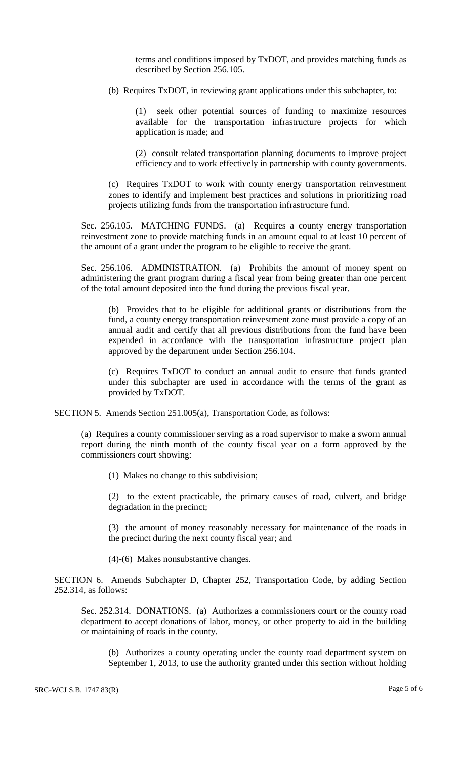terms and conditions imposed by TxDOT, and provides matching funds as described by Section 256.105.

(b) Requires TxDOT, in reviewing grant applications under this subchapter, to:

(1) seek other potential sources of funding to maximize resources available for the transportation infrastructure projects for which application is made; and

(2) consult related transportation planning documents to improve project efficiency and to work effectively in partnership with county governments.

(c) Requires TxDOT to work with county energy transportation reinvestment zones to identify and implement best practices and solutions in prioritizing road projects utilizing funds from the transportation infrastructure fund.

Sec. 256.105. MATCHING FUNDS. (a) Requires a county energy transportation reinvestment zone to provide matching funds in an amount equal to at least 10 percent of the amount of a grant under the program to be eligible to receive the grant.

Sec. 256.106. ADMINISTRATION. (a) Prohibits the amount of money spent on administering the grant program during a fiscal year from being greater than one percent of the total amount deposited into the fund during the previous fiscal year.

(b) Provides that to be eligible for additional grants or distributions from the fund, a county energy transportation reinvestment zone must provide a copy of an annual audit and certify that all previous distributions from the fund have been expended in accordance with the transportation infrastructure project plan approved by the department under Section 256.104.

(c) Requires TxDOT to conduct an annual audit to ensure that funds granted under this subchapter are used in accordance with the terms of the grant as provided by TxDOT.

SECTION 5. Amends Section 251.005(a), Transportation Code, as follows:

(a) Requires a county commissioner serving as a road supervisor to make a sworn annual report during the ninth month of the county fiscal year on a form approved by the commissioners court showing:

(1) Makes no change to this subdivision;

(2) to the extent practicable, the primary causes of road, culvert, and bridge degradation in the precinct;

(3) the amount of money reasonably necessary for maintenance of the roads in the precinct during the next county fiscal year; and

(4)-(6) Makes nonsubstantive changes.

SECTION 6. Amends Subchapter D, Chapter 252, Transportation Code, by adding Section 252.314, as follows:

Sec. 252.314. DONATIONS. (a) Authorizes a commissioners court or the county road department to accept donations of labor, money, or other property to aid in the building or maintaining of roads in the county.

(b) Authorizes a county operating under the county road department system on September 1, 2013, to use the authority granted under this section without holding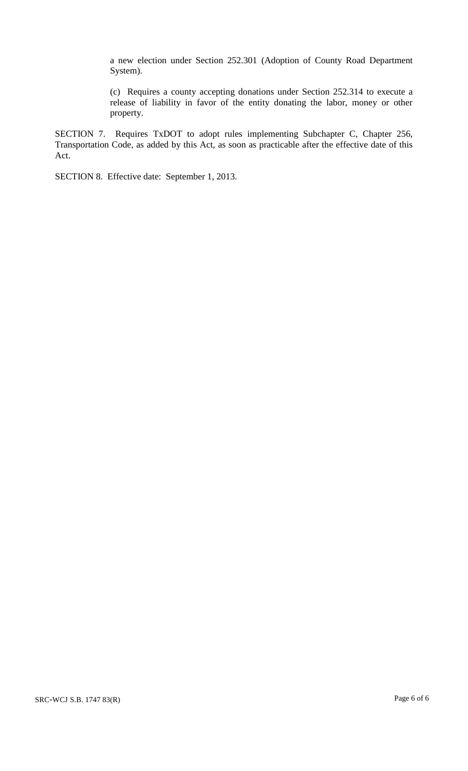a new election under Section 252.301 (Adoption of County Road Department System).

(c) Requires a county accepting donations under Section 252.314 to execute a release of liability in favor of the entity donating the labor, money or other property.

SECTION 7. Requires TxDOT to adopt rules implementing Subchapter C, Chapter 256, Transportation Code, as added by this Act, as soon as practicable after the effective date of this Act.

SECTION 8. Effective date: September 1, 2013.